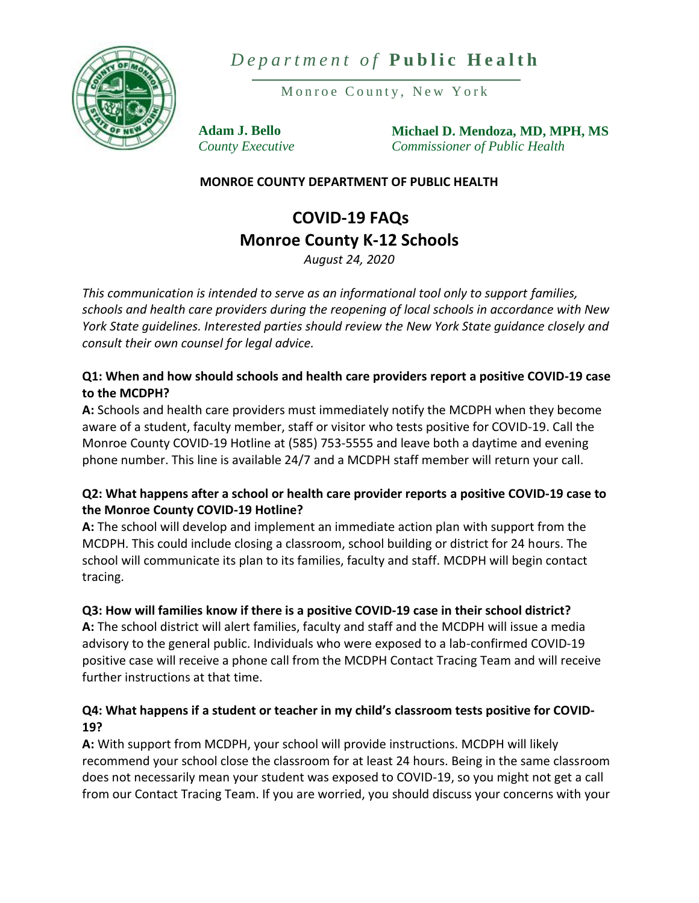*Department of* **Public Health**

Monroe County, New York

**Adam J. Bello**
*County Executive*

**Michael D. Mendoza, MD, MPH, MS**
*Commissioner of Public Health*

**MONROE COUNTY DEPARTMENT OF PUBLIC HEALTH**

# COVID-19 FAQs
# Monroe County K-12 Schools

*August 24, 2020*

*This communication is intended to serve as an informational tool only to support families, schools and health care providers during the reopening of local schools in accordance with New York State guidelines. Interested parties should review the New York State guidance closely and consult their own counsel for legal advice.*

### Q1: When and how should schools and health care providers report a positive COVID-19 case to the MCDPH?

**A:** Schools and health care providers must immediately notify the MCDPH when they become aware of a student, faculty member, staff or visitor who tests positive for COVID-19. Call the Monroe County COVID-19 Hotline at (585) 753-5555 and leave both a daytime and evening phone number. This line is available 24/7 and a MCDPH staff member will return your call.

### Q2: What happens after a school or health care provider reports a positive COVID-19 case to the Monroe County COVID-19 Hotline?

**A:** The school will develop and implement an immediate action plan with support from the MCDPH. This could include closing a classroom, school building or district for 24 hours. The school will communicate its plan to its families, faculty and staff. MCDPH will begin contact tracing.

### Q3: How will families know if there is a positive COVID-19 case in their school district?

**A:** The school district will alert families, faculty and staff and the MCDPH will issue a media advisory to the general public. Individuals who were exposed to a lab-confirmed COVID-19 positive case will receive a phone call from the MCDPH Contact Tracing Team and will receive further instructions at that time.

### Q4: What happens if a student or teacher in my child's classroom tests positive for COVID-19?

**A:** With support from MCDPH, your school will provide instructions. MCDPH will likely recommend your school close the classroom for at least 24 hours. Being in the same classroom does not necessarily mean your student was exposed to COVID-19, so you might not get a call from our Contact Tracing Team. If you are worried, you should discuss your concerns with your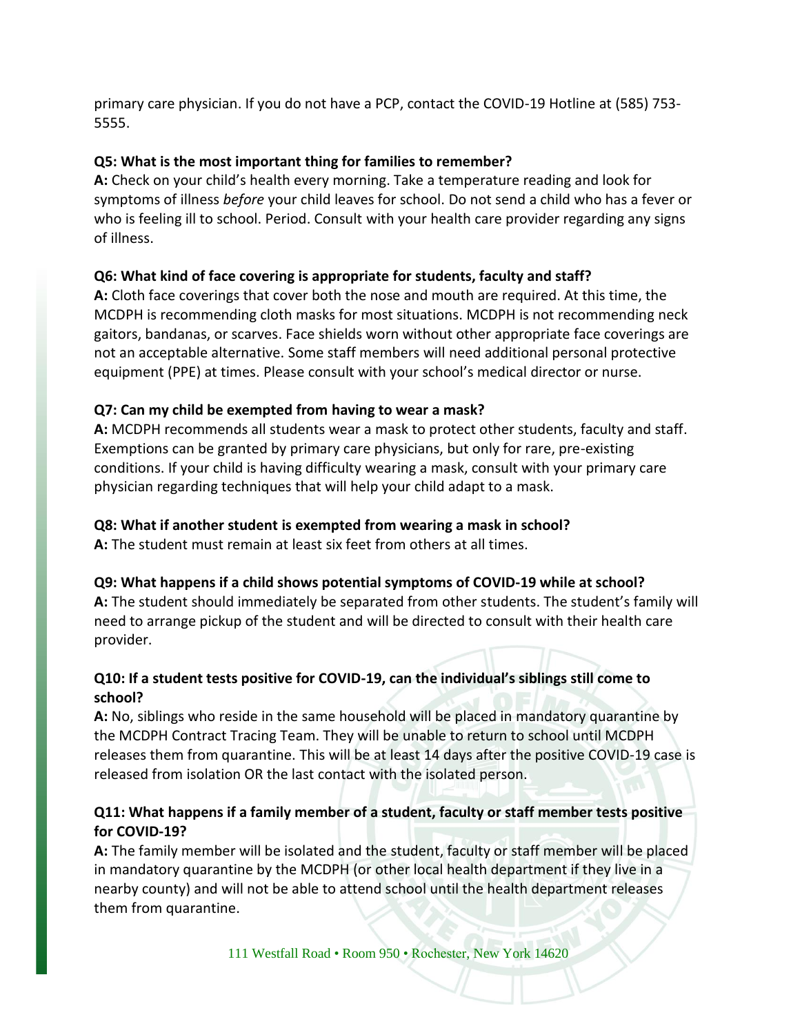primary care physician. If you do not have a PCP, contact the COVID-19 Hotline at (585) 753-5555.

**Q5: What is the most important thing for families to remember?**
**A:** Check on your child's health every morning. Take a temperature reading and look for symptoms of illness *before* your child leaves for school. Do not send a child who has a fever or who is feeling ill to school. Period. Consult with your health care provider regarding any signs of illness.

**Q6: What kind of face covering is appropriate for students, faculty and staff?**
**A:** Cloth face coverings that cover both the nose and mouth are required. At this time, the MCDPH is recommending cloth masks for most situations. MCDPH is not recommending neck gaitors, bandanas, or scarves. Face shields worn without other appropriate face coverings are not an acceptable alternative. Some staff members will need additional personal protective equipment (PPE) at times. Please consult with your school's medical director or nurse.

**Q7: Can my child be exempted from having to wear a mask?**
**A:** MCDPH recommends all students wear a mask to protect other students, faculty and staff. Exemptions can be granted by primary care physicians, but only for rare, pre-existing conditions. If your child is having difficulty wearing a mask, consult with your primary care physician regarding techniques that will help your child adapt to a mask.

**Q8: What if another student is exempted from wearing a mask in school?**
**A:** The student must remain at least six feet from others at all times.

**Q9: What happens if a child shows potential symptoms of COVID-19 while at school?**
**A:** The student should immediately be separated from other students. The student's family will need to arrange pickup of the student and will be directed to consult with their health care provider.

**Q10: If a student tests positive for COVID-19, can the individual's siblings still come to school?**
**A:** No, siblings who reside in the same household will be placed in mandatory quarantine by the MCDPH Contract Tracing Team. They will be unable to return to school until MCDPH releases them from quarantine. This will be at least 14 days after the positive COVID-19 case is released from isolation OR the last contact with the isolated person.

**Q11: What happens if a family member of a student, faculty or staff member tests positive for COVID-19?**
**A:** The family member will be isolated and the student, faculty or staff member will be placed in mandatory quarantine by the MCDPH (or other local health department if they live in a nearby county) and will not be able to attend school until the health department releases them from quarantine.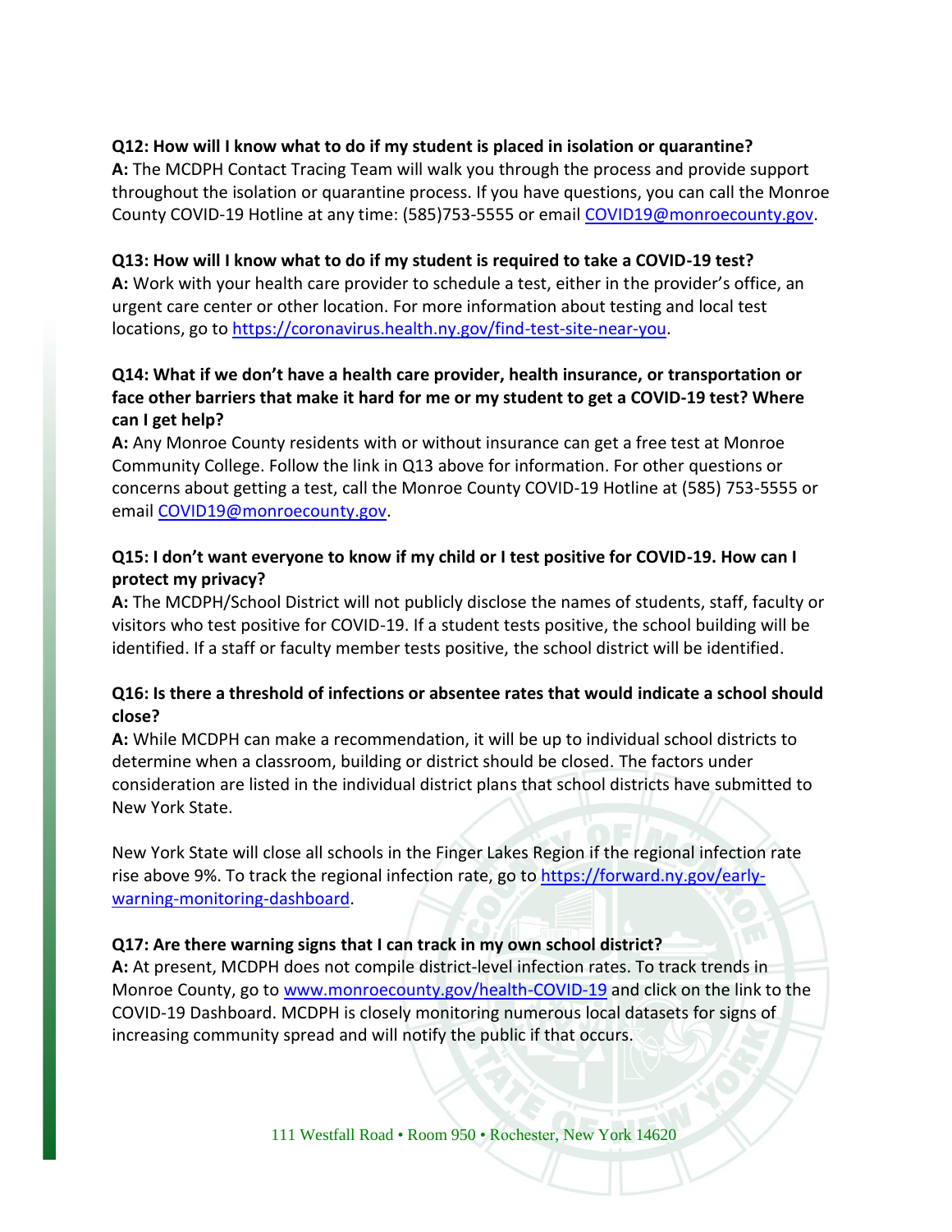**Q12: How will I know what to do if my student is placed in isolation or quarantine?**

**A:** The MCDPH Contact Tracing Team will walk you through the process and provide support throughout the isolation or quarantine process. If you have questions, you can call the Monroe County COVID-19 Hotline at any time: (585)753-5555 or email COVID19@monroecounty.gov.

**Q13: How will I know what to do if my student is required to take a COVID-19 test?**

**A:** Work with your health care provider to schedule a test, either in the provider's office, an urgent care center or other location. For more information about testing and local test locations, go to https://coronavirus.health.ny.gov/find-test-site-near-you.

**Q14: What if we don't have a health care provider, health insurance, or transportation or face other barriers that make it hard for me or my student to get a COVID-19 test? Where can I get help?**

**A:** Any Monroe County residents with or without insurance can get a free test at Monroe Community College. Follow the link in Q13 above for information. For other questions or concerns about getting a test, call the Monroe County COVID-19 Hotline at (585) 753-5555 or email COVID19@monroecounty.gov.

**Q15: I don't want everyone to know if my child or I test positive for COVID-19. How can I protect my privacy?**

**A:** The MCDPH/School District will not publicly disclose the names of students, staff, faculty or visitors who test positive for COVID-19. If a student tests positive, the school building will be identified. If a staff or faculty member tests positive, the school district will be identified.

**Q16: Is there a threshold of infections or absentee rates that would indicate a school should close?**

**A:** While MCDPH can make a recommendation, it will be up to individual school districts to determine when a classroom, building or district should be closed. The factors under consideration are listed in the individual district plans that school districts have submitted to New York State.

New York State will close all schools in the Finger Lakes Region if the regional infection rate rise above 9%. To track the regional infection rate, go to https://forward.ny.gov/early-warning-monitoring-dashboard.

**Q17: Are there warning signs that I can track in my own school district?**

**A:** At present, MCDPH does not compile district-level infection rates. To track trends in Monroe County, go to www.monroecounty.gov/health-COVID-19 and click on the link to the COVID-19 Dashboard. MCDPH is closely monitoring numerous local datasets for signs of increasing community spread and will notify the public if that occurs.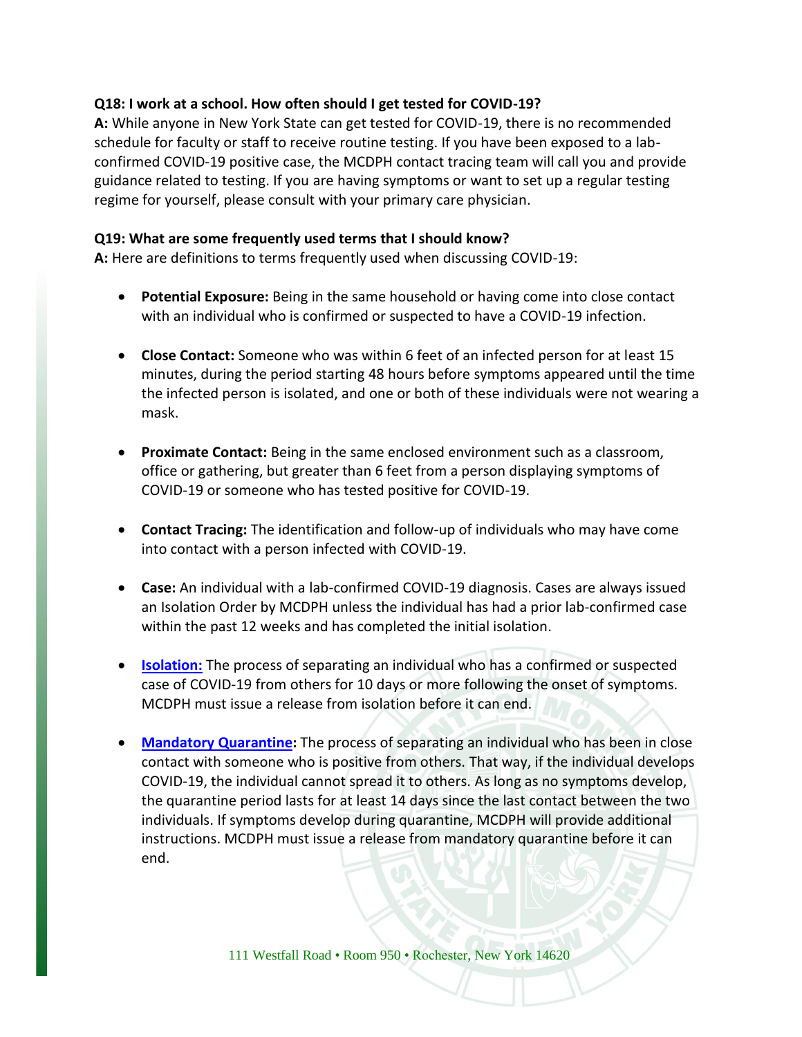**Q18: I work at a school. How often should I get tested for COVID-19?**

**A:** While anyone in New York State can get tested for COVID-19, there is no recommended schedule for faculty or staff to receive routine testing. If you have been exposed to a lab-confirmed COVID-19 positive case, the MCDPH contact tracing team will call you and provide guidance related to testing. If you are having symptoms or want to set up a regular testing regime for yourself, please consult with your primary care physician.

**Q19: What are some frequently used terms that I should know?**

**A:** Here are definitions to terms frequently used when discussing COVID-19:

- **Potential Exposure:** Being in the same household or having come into close contact with an individual who is confirmed or suspected to have a COVID-19 infection.
- **Close Contact:** Someone who was within 6 feet of an infected person for at least 15 minutes, during the period starting 48 hours before symptoms appeared until the time the infected person is isolated, and one or both of these individuals were not wearing a mask.
- **Proximate Contact:** Being in the same enclosed environment such as a classroom, office or gathering, but greater than 6 feet from a person displaying symptoms of COVID-19 or someone who has tested positive for COVID-19.
- **Contact Tracing:** The identification and follow-up of individuals who may have come into contact with a person infected with COVID-19.
- **Case:** An individual with a lab-confirmed COVID-19 diagnosis. Cases are always issued an Isolation Order by MCDPH unless the individual has had a prior lab-confirmed case within the past 12 weeks and has completed the initial isolation.
- **Isolation:** The process of separating an individual who has a confirmed or suspected case of COVID-19 from others for 10 days or more following the onset of symptoms. MCDPH must issue a release from isolation before it can end.
- **Mandatory Quarantine:** The process of separating an individual who has been in close contact with someone who is positive from others. That way, if the individual develops COVID-19, the individual cannot spread it to others. As long as no symptoms develop, the quarantine period lasts for at least 14 days since the last contact between the two individuals. If symptoms develop during quarantine, MCDPH will provide additional instructions. MCDPH must issue a release from mandatory quarantine before it can end.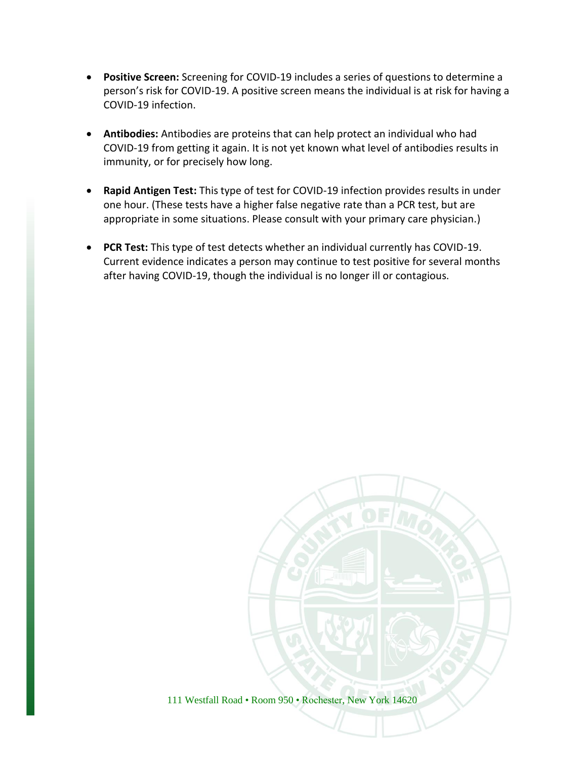- **Positive Screen:** Screening for COVID-19 includes a series of questions to determine a person's risk for COVID-19. A positive screen means the individual is at risk for having a COVID-19 infection.

- **Antibodies:** Antibodies are proteins that can help protect an individual who had COVID-19 from getting it again. It is not yet known what level of antibodies results in immunity, or for precisely how long.

- **Rapid Antigen Test:** This type of test for COVID-19 infection provides results in under one hour. (These tests have a higher false negative rate than a PCR test, but are appropriate in some situations. Please consult with your primary care physician.)

- **PCR Test:** This type of test detects whether an individual currently has COVID-19. Current evidence indicates a person may continue to test positive for several months after having COVID-19, though the individual is no longer ill or contagious.